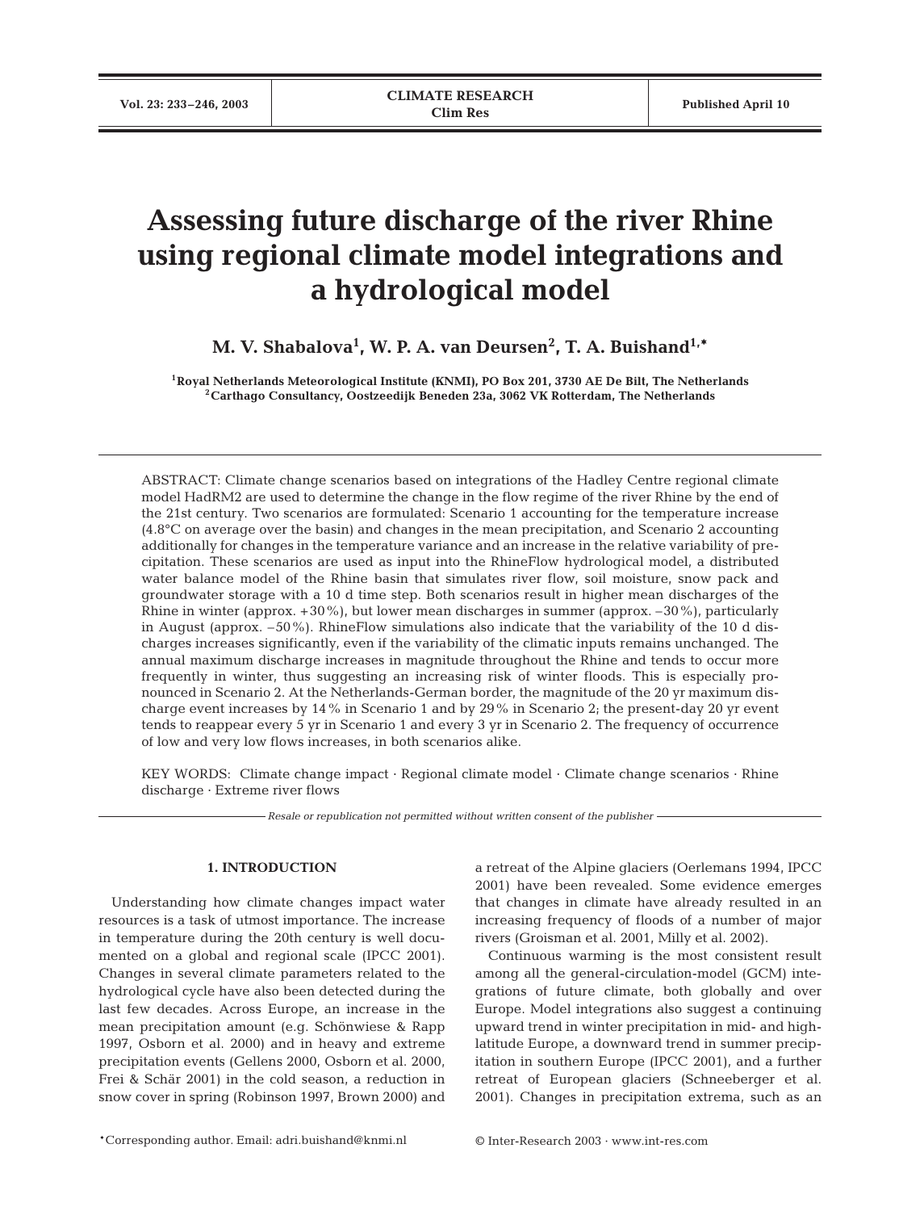# Assessing future discharge of the river Rhine using regional climate model integrations and a hydrological model

**M. V. Shabalova[1], W. P. A. van Deursen[2], T. A. Buishand[1,*]**

[1]Royal Netherlands Meteorological Institute (KNMI), PO Box 201, 3730 AE De Bilt, The Netherlands
[2]Carthago Consultancy, Oostzeedijk Beneden 23a, 3062 VK Rotterdam, The Netherlands

ABSTRACT: Climate change scenarios based on integrations of the Hadley Centre regional climate model HadRM2 are used to determine the change in the flow regime of the river Rhine by the end of the 21st century. Two scenarios are formulated: Scenario 1 accounting for the temperature increase (4.8°C on average over the basin) and changes in the mean precipitation, and Scenario 2 accounting additionally for changes in the temperature variance and an increase in the relative variability of precipitation. These scenarios are used as input into the RhineFlow hydrological model, a distributed water balance model of the Rhine basin that simulates river flow, soil moisture, snow pack and groundwater storage with a 10 d time step. Both scenarios result in higher mean discharges of the Rhine in winter (approx. +30%), but lower mean discharges in summer (approx. –30%), particularly in August (approx. –50%). RhineFlow simulations also indicate that the variability of the 10 d discharges increases significantly, even if the variability of the climatic inputs remains unchanged. The annual maximum discharge increases in magnitude throughout the Rhine and tends to occur more frequently in winter, thus suggesting an increasing risk of winter floods. This is especially pronounced in Scenario 2. At the Netherlands-German border, the magnitude of the 20 yr maximum discharge event increases by 14% in Scenario 1 and by 29% in Scenario 2; the present-day 20 yr event tends to reappear every 5 yr in Scenario 1 and every 3 yr in Scenario 2. The frequency of occurrence of low and very low flows increases, in both scenarios alike.

KEY WORDS: Climate change impact · Regional climate model · Climate change scenarios · Rhine discharge · Extreme river flows

*Resale or republication not permitted without written consent of the publisher*

## 1. INTRODUCTION

Understanding how climate changes impact water resources is a task of utmost importance. The increase in temperature during the 20th century is well documented on a global and regional scale (IPCC 2001). Changes in several climate parameters related to the hydrological cycle have also been detected during the last few decades. Across Europe, an increase in the mean precipitation amount (e.g. Schönwiese & Rapp 1997, Osborn et al. 2000) and in heavy and extreme precipitation events (Gellens 2000, Osborn et al. 2000, Frei & Schär 2001) in the cold season, a reduction in snow cover in spring (Robinson 1997, Brown 2000) and a retreat of the Alpine glaciers (Oerlemans 1994, IPCC 2001) have been revealed. Some evidence emerges that changes in climate have already resulted in an increasing frequency of floods of a number of major rivers (Groisman et al. 2001, Milly et al. 2002).

Continuous warming is the most consistent result among all the general-circulation-model (GCM) integrations of future climate, both globally and over Europe. Model integrations also suggest a continuing upward trend in winter precipitation in mid- and high-latitude Europe, a downward trend in summer precipitation in southern Europe (IPCC 2001), and a further retreat of European glaciers (Schneeberger et al. 2001). Changes in precipitation extrema, such as an

*Corresponding author. Email: adri.buishand@knmi.nl

© Inter-Research 2003 · www.int-res.com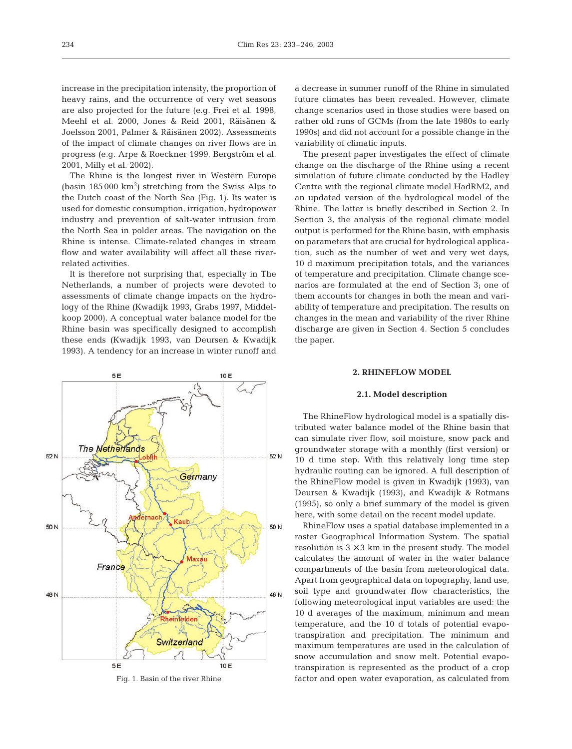increase in the precipitation intensity, the proportion of heavy rains, and the occurrence of very wet seasons are also projected for the future (e.g. Frei et al. 1998, Meehl et al. 2000, Jones & Reid 2001, Räisänen & Joelsson 2001, Palmer & Räisänen 2002). Assessments of the impact of climate changes on river flows are in progress (e.g. Arpe & Roeckner 1999, Bergström et al. 2001, Milly et al. 2002).

The Rhine is the longest river in Western Europe (basin 185 000 km$^2$) stretching from the Swiss Alps to the Dutch coast of the North Sea (Fig. 1). Its water is used for domestic consumption, irrigation, hydropower industry and prevention of salt-water intrusion from the North Sea in polder areas. The navigation on the Rhine is intense. Climate-related changes in stream flow and water availability will affect all these river-related activities.

It is therefore not surprising that, especially in The Netherlands, a number of projects were devoted to assessments of climate change impacts on the hydrology of the Rhine (Kwadijk 1993, Grabs 1997, Middelkoop 2000). A conceptual water balance model for the Rhine basin was specifically designed to accomplish these ends (Kwadijk 1993, van Deursen & Kwadijk 1993). A tendency for an increase in winter runoff and a decrease in summer runoff of the Rhine in simulated future climates has been revealed. However, climate change scenarios used in those studies were based on rather old runs of GCMs (from the late 1980s to early 1990s) and did not account for a possible change in the variability of climatic inputs.

The present paper investigates the effect of climate change on the discharge of the Rhine using a recent simulation of future climate conducted by the Hadley Centre with the regional climate model HadRM2, and an updated version of the hydrological model of the Rhine. The latter is briefly described in Section 2. In Section 3, the analysis of the regional climate model output is performed for the Rhine basin, with emphasis on parameters that are crucial for hydrological application, such as the number of wet and very wet days, 10 d maximum precipitation totals, and the variances of temperature and precipitation. Climate change scenarios are formulated at the end of Section 3; one of them accounts for changes in both the mean and variability of temperature and precipitation. The results on changes in the mean and variability of the river Rhine discharge are given in Section 4. Section 5 concludes the paper.

Fig. 1. Basin of the river Rhine

## 2. RHINEFLOW MODEL

### 2.1. Model description

The RhineFlow hydrological model is a spatially distributed water balance model of the Rhine basin that can simulate river flow, soil moisture, snow pack and groundwater storage with a monthly (first version) or 10 d time step. With this relatively long time step hydraulic routing can be ignored. A full description of the RhineFlow model is given in Kwadijk (1993), van Deursen & Kwadijk (1993), and Kwadijk & Rotmans (1995), so only a brief summary of the model is given here, with some detail on the recent model update.

RhineFlow uses a spatial database implemented in a raster Geographical Information System. The spatial resolution is 3 × 3 km in the present study. The model calculates the amount of water in the water balance compartments of the basin from meteorological data. Apart from geographical data on topography, land use, soil type and groundwater flow characteristics, the following meteorological input variables are used: the 10 d averages of the maximum, minimum and mean temperature, and the 10 d totals of potential evapotranspiration and precipitation. The minimum and maximum temperatures are used in the calculation of snow accumulation and snow melt. Potential evapotranspiration is represented as the product of a crop factor and open water evaporation, as calculated from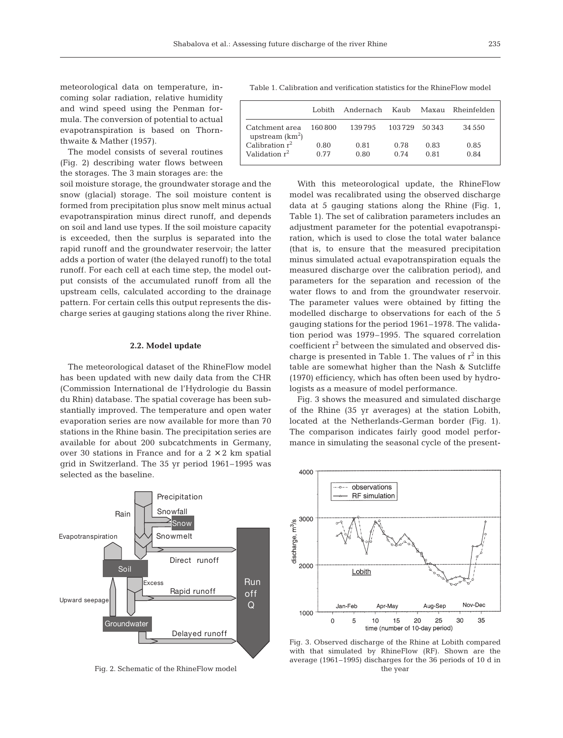meteorological data on temperature, incoming solar radiation, relative humidity and wind speed using the Penman formula. The conversion of potential to actual evapotranspiration is based on Thornthwaite & Mather (1957).

The model consists of several routines (Fig. 2) describing water flows between the storages. The 3 main storages are: the soil moisture storage, the groundwater storage and the snow (glacial) storage. The soil moisture content is formed from precipitation plus snow melt minus actual evapotranspiration minus direct runoff, and depends on soil and land use types. If the soil moisture capacity is exceeded, then the surplus is separated into the rapid runoff and the groundwater reservoir; the latter adds a portion of water (the delayed runoff) to the total runoff. For each cell at each time step, the model output consists of the accumulated runoff from all the upstream cells, calculated according to the drainage pattern. For certain cells this output represents the discharge series at gauging stations along the river Rhine.

### 2.2. Model update

The meteorological dataset of the RhineFlow model has been updated with new daily data from the CHR (Commission International de l'Hydrologie du Bassin du Rhin) database. The spatial coverage has been substantially improved. The temperature and open water evaporation series are now available for more than 70 stations in the Rhine basin. The precipitation series are available for about 200 subcatchments in Germany, over 30 stations in France and for a 2 × 2 km spatial grid in Switzerland. The 35 yr period 1961–1995 was selected as the baseline.

Fig. 2. Schematic of the RhineFlow model

Table 1. Calibration and verification statistics for the RhineFlow model

| | Lobith | Andernach | Kaub | Maxau | Rheinfelden |
|---|---|---|---|---|---|
| Catchment area upstream (km$^2$) | 160 800 | 139 795 | 103 729 | 50 343 | 34 550 |
| Calibration $r^2$ | 0.80 | 0.81 | 0.78 | 0.83 | 0.85 |
| Validation $r^2$ | 0.77 | 0.80 | 0.74 | 0.81 | 0.84 |

With this meteorological update, the RhineFlow model was recalibrated using the observed discharge data at 5 gauging stations along the Rhine (Fig. 1, Table 1). The set of calibration parameters includes an adjustment parameter for the potential evapotranspiration, which is used to close the total water balance (that is, to ensure that the measured precipitation minus simulated actual evapotranspiration equals the measured discharge over the calibration period), and parameters for the separation and recession of the water flows to and from the groundwater reservoir. The parameter values were obtained by fitting the modelled discharge to observations for each of the 5 gauging stations for the period 1961–1978. The validation period was 1979–1995. The squared correlation coefficient $r^2$ between the simulated and observed discharge is presented in Table 1. The values of $r^2$ in this table are somewhat higher than the Nash & Sutcliffe (1970) efficiency, which has often been used by hydrologists as a measure of model performance.

Fig. 3 shows the measured and simulated discharge of the Rhine (35 yr averages) at the station Lobith, located at the Netherlands-German border (Fig. 1). The comparison indicates fairly good model performance in simulating the seasonal cycle of the present-

Fig. 3. Observed discharge of the Rhine at Lobith compared with that simulated by RhineFlow (RF). Shown are the average (1961–1995) discharges for the 36 periods of 10 d in the year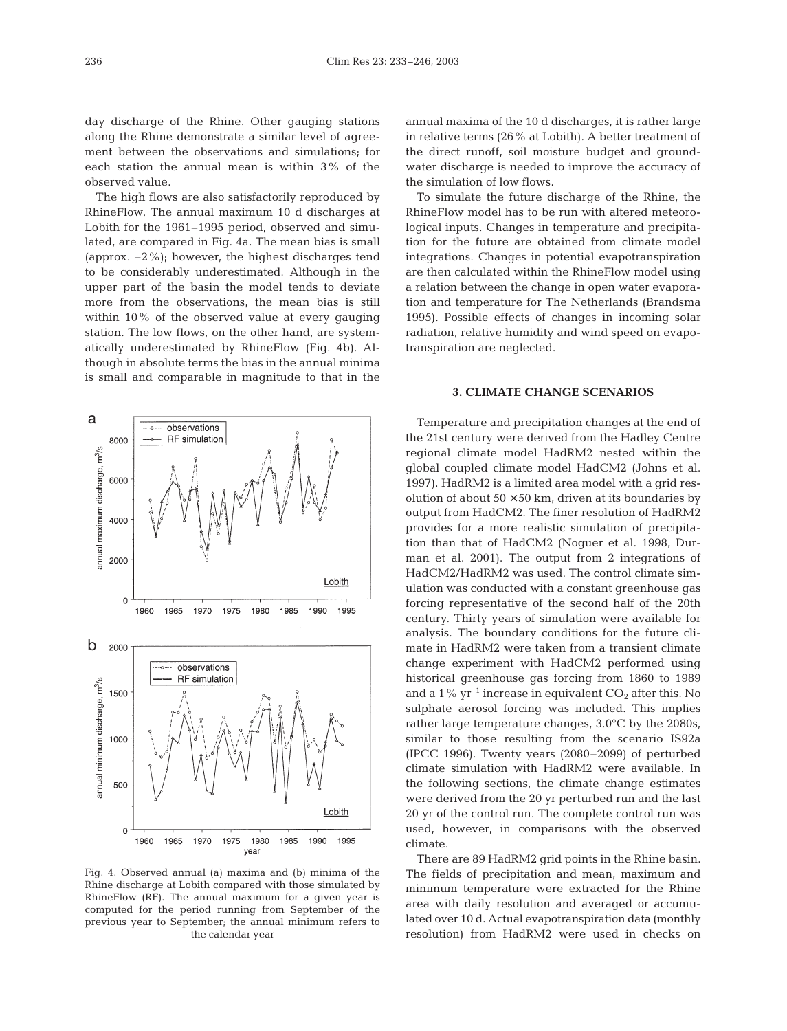day discharge of the Rhine. Other gauging stations along the Rhine demonstrate a similar level of agreement between the observations and simulations; for each station the annual mean is within 3% of the observed value.

The high flows are also satisfactorily reproduced by RhineFlow. The annual maximum 10 d discharges at Lobith for the 1961–1995 period, observed and simulated, are compared in Fig. 4a. The mean bias is small (approx. –2%); however, the highest discharges tend to be considerably underestimated. Although in the upper part of the basin the model tends to deviate more from the observations, the mean bias is still within 10% of the observed value at every gauging station. The low flows, on the other hand, are systematically underestimated by RhineFlow (Fig. 4b). Although in absolute terms the bias in the annual minima is small and comparable in magnitude to that in the annual maxima of the 10 d discharges, it is rather large in relative terms (26% at Lobith). A better treatment of the direct runoff, soil moisture budget and groundwater discharge is needed to improve the accuracy of the simulation of low flows.

To simulate the future discharge of the Rhine, the RhineFlow model has to be run with altered meteorological inputs. Changes in temperature and precipitation for the future are obtained from climate model integrations. Changes in potential evapotranspiration are then calculated within the RhineFlow model using a relation between the change in open water evaporation and temperature for The Netherlands (Brandsma 1995). Possible effects of changes in incoming solar radiation, relative humidity and wind speed on evapotranspiration are neglected.

Fig. 4. Observed annual (a) maxima and (b) minima of the Rhine discharge at Lobith compared with those simulated by RhineFlow (RF). The annual maximum for a given year is computed for the period running from September of the previous year to September; the annual minimum refers to the calendar year

## 3. CLIMATE CHANGE SCENARIOS

Temperature and precipitation changes at the end of the 21st century were derived from the Hadley Centre regional climate model HadRM2 nested within the global coupled climate model HadCM2 (Johns et al. 1997). HadRM2 is a limited area model with a grid resolution of about 50 × 50 km, driven at its boundaries by output from HadCM2. The finer resolution of HadRM2 provides for a more realistic simulation of precipitation than that of HadCM2 (Noguer et al. 1998, Durman et al. 2001). The output from 2 integrations of HadCM2/HadRM2 was used. The control climate simulation was conducted with a constant greenhouse gas forcing representative of the second half of the 20th century. Thirty years of simulation were available for analysis. The boundary conditions for the future climate in HadRM2 were taken from a transient climate change experiment with HadCM2 performed using historical greenhouse gas forcing from 1860 to 1989 and a 1% $yr^{-1}$ increase in equivalent $CO_2$ after this. No sulphate aerosol forcing was included. This implies rather large temperature changes, 3.0°C by the 2080s, similar to those resulting from the scenario IS92a (IPCC 1996). Twenty years (2080–2099) of perturbed climate simulation with HadRM2 were available. In the following sections, the climate change estimates were derived from the 20 yr perturbed run and the last 20 yr of the control run. The complete control run was used, however, in comparisons with the observed climate.

There are 89 HadRM2 grid points in the Rhine basin. The fields of precipitation and mean, maximum and minimum temperature were extracted for the Rhine area with daily resolution and averaged or accumulated over 10 d. Actual evapotranspiration data (monthly resolution) from HadRM2 were used in checks on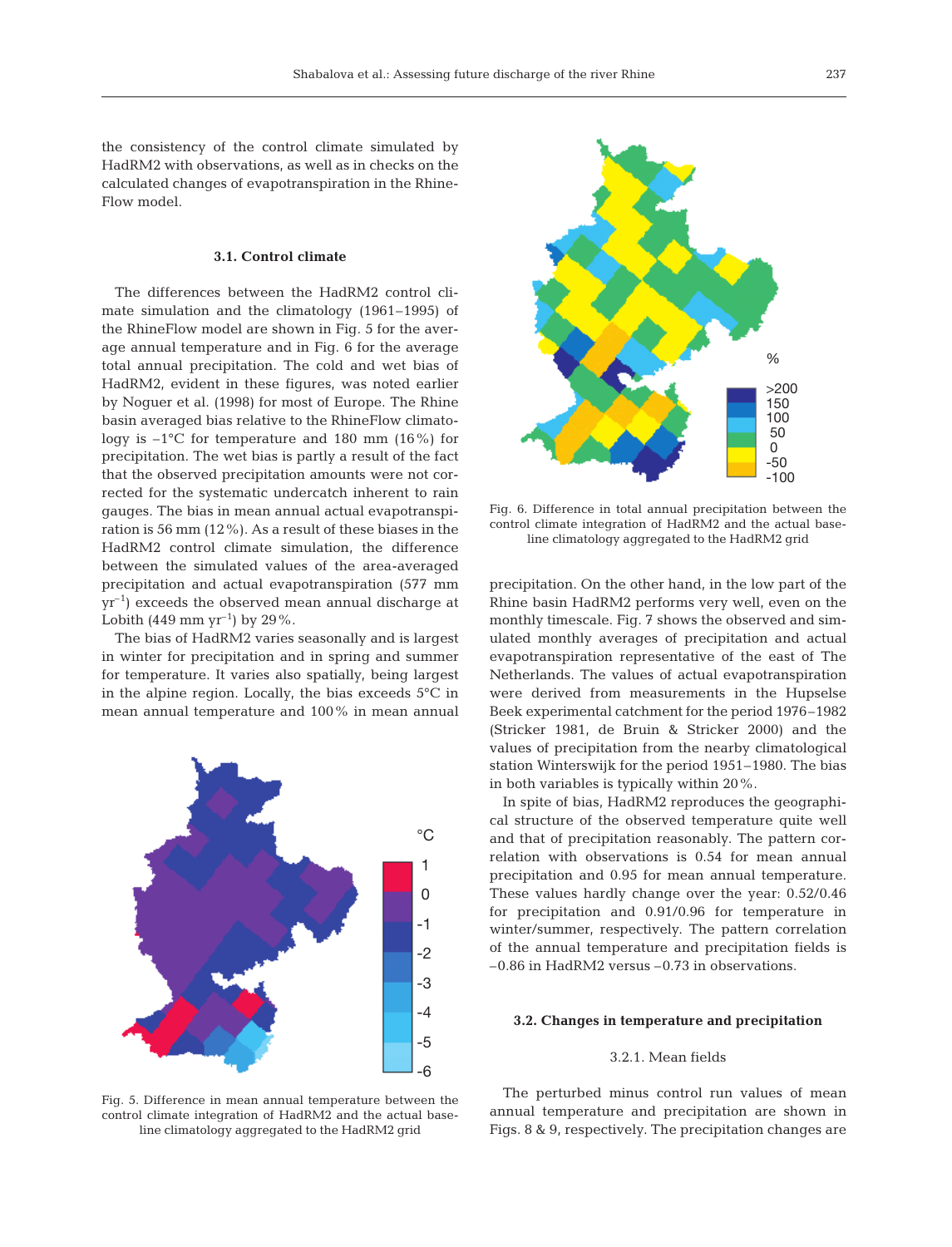the consistency of the control climate simulated by HadRM2 with observations, as well as in checks on the calculated changes of evapotranspiration in the RhineFlow model.

### 3.1. Control climate

The differences between the HadRM2 control climate simulation and the climatology (1961–1995) of the RhineFlow model are shown in Fig. 5 for the average annual temperature and in Fig. 6 for the average total annual precipitation. The cold and wet bias of HadRM2, evident in these figures, was noted earlier by Noguer et al. (1998) for most of Europe. The Rhine basin averaged bias relative to the RhineFlow climatology is –1°C for temperature and 180 mm (16%) for precipitation. The wet bias is partly a result of the fact that the observed precipitation amounts were not corrected for the systematic undercatch inherent to rain gauges. The bias in mean annual actual evapotranspiration is 56 mm (12%). As a result of these biases in the HadRM2 control climate simulation, the difference between the simulated values of the area-averaged precipitation and actual evapotranspiration (577 mm $yr^{-1}$) exceeds the observed mean annual discharge at Lobith (449 mm $yr^{-1}$) by 29%.

The bias of HadRM2 varies seasonally and is largest in winter for precipitation and in spring and summer for temperature. It varies also spatially, being largest in the alpine region. Locally, the bias exceeds 5°C in mean annual temperature and 100% in mean annual precipitation. On the other hand, in the low part of the Rhine basin HadRM2 performs very well, even on the monthly timescale. Fig. 7 shows the observed and simulated monthly averages of precipitation and actual evapotranspiration representative of the east of The Netherlands. The values of actual evapotranspiration were derived from measurements in the Hupselse Beek experimental catchment for the period 1976–1982 (Stricker 1981, de Bruin & Stricker 2000) and the values of precipitation from the nearby climatological station Winterswijk for the period 1951–1980. The bias in both variables is typically within 20%.

Fig. 5. Difference in mean annual temperature between the control climate integration of HadRM2 and the actual baseline climatology aggregated to the HadRM2 grid

Fig. 6. Difference in total annual precipitation between the control climate integration of HadRM2 and the actual baseline climatology aggregated to the HadRM2 grid

In spite of bias, HadRM2 reproduces the geographical structure of the observed temperature quite well and that of precipitation reasonably. The pattern correlation with observations is 0.54 for mean annual precipitation and 0.95 for mean annual temperature. These values hardly change over the year: 0.52/0.46 for precipitation and 0.91/0.96 for temperature in winter/summer, respectively. The pattern correlation of the annual temperature and precipitation fields is –0.86 in HadRM2 versus –0.73 in observations.

### 3.2. Changes in temperature and precipitation

#### 3.2.1. Mean fields

The perturbed minus control run values of mean annual temperature and precipitation are shown in Figs. 8 & 9, respectively. The precipitation changes are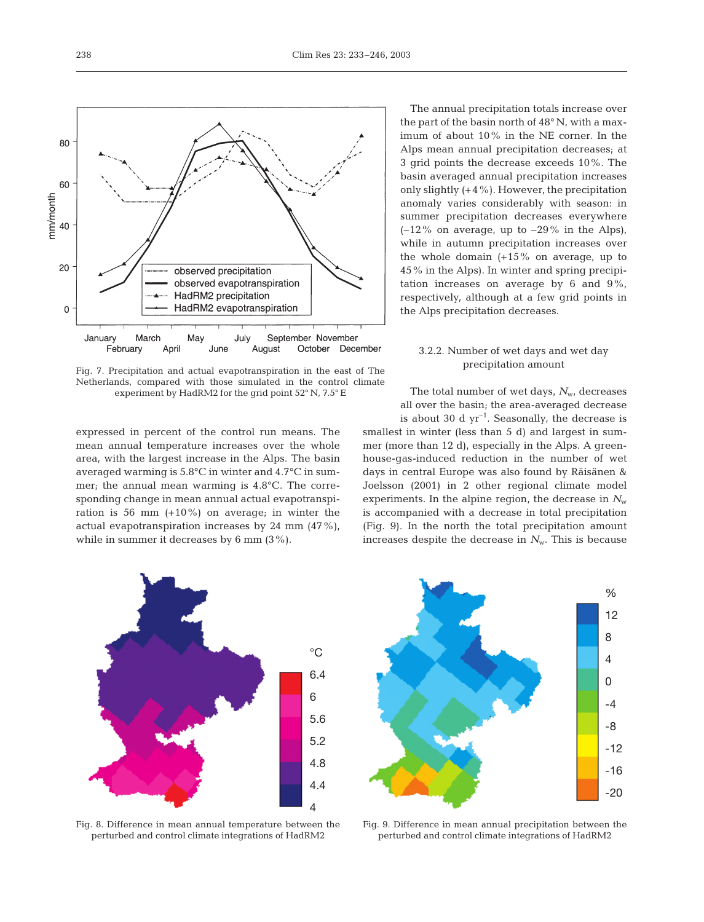Fig. 7. Precipitation and actual evapotranspiration in the east of The Netherlands, compared with those simulated in the control climate experiment by HadRM2 for the grid point 52° N, 7.5° E

expressed in percent of the control run means. The mean annual temperature increases over the whole area, with the largest increase in the Alps. The basin averaged warming is 5.8°C in winter and 4.7°C in summer; the annual mean warming is 4.8°C. The corresponding change in mean annual actual evapotranspiration is 56 mm (+10%) on average; in winter the actual evapotranspiration increases by 24 mm (47%), while in summer it decreases by 6 mm (3%).

The annual precipitation totals increase over the part of the basin north of 48° N, with a maximum of about 10% in the NE corner. In the Alps mean annual precipitation decreases; at 3 grid points the decrease exceeds 10%. The basin averaged annual precipitation increases only slightly (+4%). However, the precipitation anomaly varies considerably with season: in summer precipitation decreases everywhere (–12% on average, up to –29% in the Alps), while in autumn precipitation increases over the whole domain (+15% on average, up to 45% in the Alps). In winter and spring precipitation increases on average by 6 and 9%, respectively, although at a few grid points in the Alps precipitation decreases.

### 3.2.2. Number of wet days and wet day precipitation amount

The total number of wet days, $N_w$, decreases all over the basin; the area-averaged decrease is about 30 d yr$^{-1}$. Seasonally, the decrease is smallest in winter (less than 5 d) and largest in summer (more than 12 d), especially in the Alps. A greenhouse-gas-induced reduction in the number of wet days in central Europe was also found by Räisänen & Joelsson (2001) in 2 other regional climate model experiments. In the alpine region, the decrease in $N_w$ is accompanied with a decrease in total precipitation (Fig. 9). In the north the total precipitation amount increases despite the decrease in $N_w$. This is because

Fig. 8. Difference in mean annual temperature between the perturbed and control climate integrations of HadRM2

Fig. 9. Difference in mean annual precipitation between the perturbed and control climate integrations of HadRM2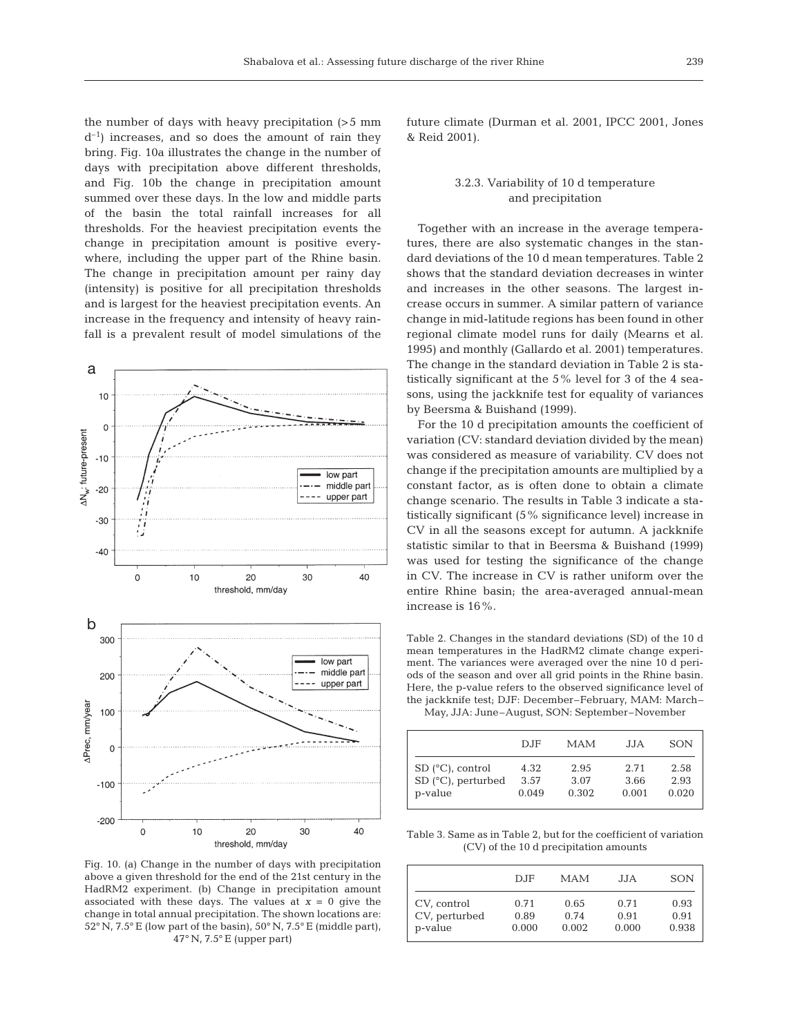the number of days with heavy precipitation (>5 mm $d^{-1}$) increases, and so does the amount of rain they bring. Fig. 10a illustrates the change in the number of days with precipitation above different thresholds, and Fig. 10b the change in precipitation amount summed over these days. In the low and middle parts of the basin the total rainfall increases for all thresholds. For the heaviest precipitation events the change in precipitation amount is positive everywhere, including the upper part of the Rhine basin. The change in precipitation amount per rainy day (intensity) is positive for all precipitation thresholds and is largest for the heaviest precipitation events. An increase in the frequency and intensity of heavy rainfall is a prevalent result of model simulations of the future climate (Durman et al. 2001, IPCC 2001, Jones & Reid 2001).

Fig. 10. (a) Change in the number of days with precipitation above a given threshold for the end of the 21st century in the HadRM2 experiment. (b) Change in precipitation amount associated with these days. The values at $x = 0$ give the change in total annual precipitation. The shown locations are: 52° N, 7.5° E (low part of the basin), 50° N, 7.5° E (middle part), 47° N, 7.5° E (upper part)

### 3.2.3. Variability of 10 d temperature and precipitation

Together with an increase in the average temperatures, there are also systematic changes in the standard deviations of the 10 d mean temperatures. Table 2 shows that the standard deviation decreases in winter and increases in the other seasons. The largest increase occurs in summer. A similar pattern of variance change in mid-latitude regions has been found in other regional climate model runs for daily (Mearns et al. 1995) and monthly (Gallardo et al. 2001) temperatures. The change in the standard deviation in Table 2 is statistically significant at the 5% level for 3 of the 4 seasons, using the jackknife test for equality of variances by Beersma & Buishand (1999).

For the 10 d precipitation amounts the coefficient of variation (CV: standard deviation divided by the mean) was considered as measure of variability. CV does not change if the precipitation amounts are multiplied by a constant factor, as is often done to obtain a climate change scenario. The results in Table 3 indicate a statistically significant (5% significance level) increase in CV in all the seasons except for autumn. A jackknife statistic similar to that in Beersma & Buishand (1999) was used for testing the significance of the change in CV. The increase in CV is rather uniform over the entire Rhine basin; the area-averaged annual-mean increase is 16%.

Table 2. Changes in the standard deviations (SD) of the 10 d mean temperatures in the HadRM2 climate change experiment. The variances were averaged over the nine 10 d periods of the season and over all grid points in the Rhine basin. Here, the p-value refers to the observed significance level of the jackknife test; DJF: December–February, MAM: March–May, JJA: June–August, SON: September–November

| | DJF | MAM | JJA | SON |
|---|---|---|---|---|
| SD (°C), control | 4.32 | 2.95 | 2.71 | 2.58 |
| SD (°C), perturbed | 3.57 | 3.07 | 3.66 | 2.93 |
| p-value | 0.049 | 0.302 | 0.001 | 0.020 |

Table 3. Same as in Table 2, but for the coefficient of variation (CV) of the 10 d precipitation amounts

| | DJF | MAM | JJA | SON |
|---|---|---|---|---|
| CV, control | 0.71 | 0.65 | 0.71 | 0.93 |
| CV, perturbed | 0.89 | 0.74 | 0.91 | 0.91 |
| p-value | 0.000 | 0.002 | 0.000 | 0.938 |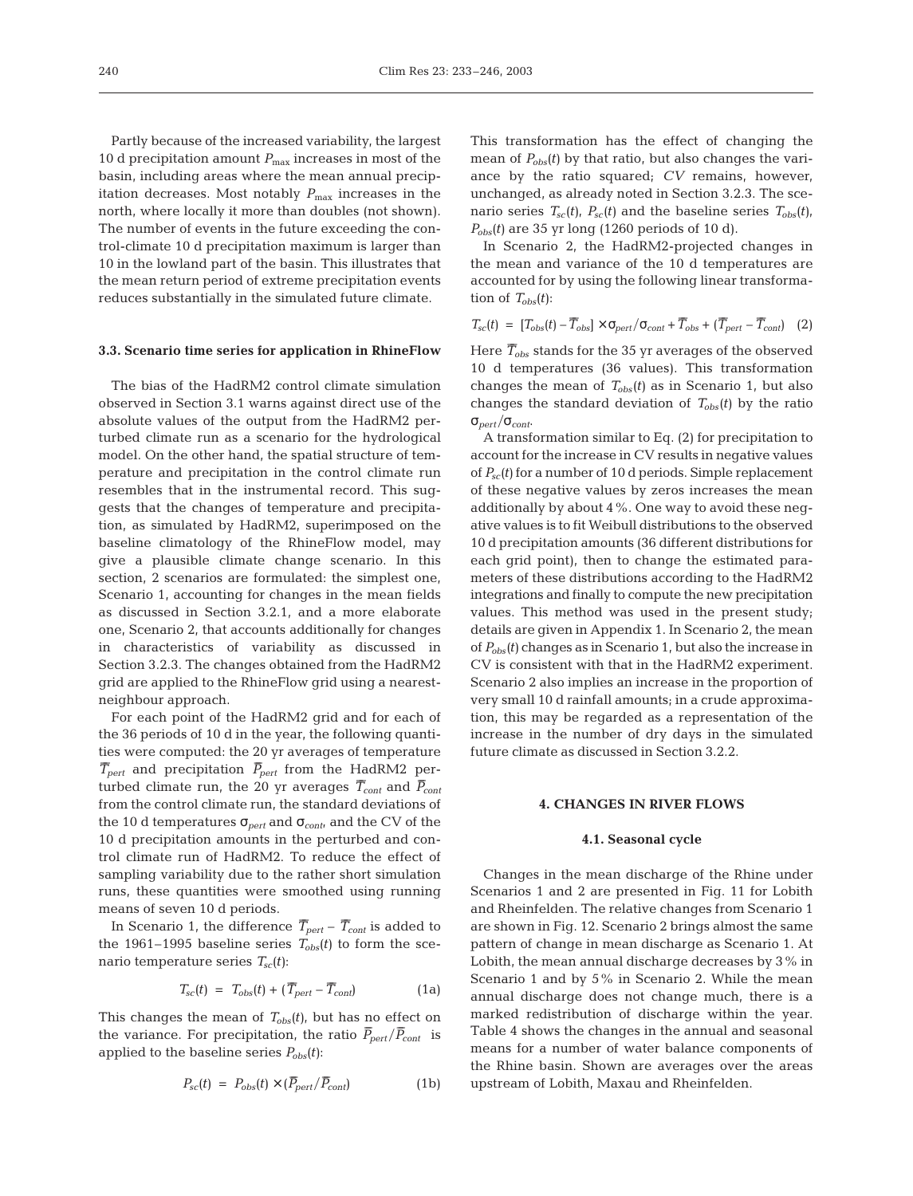Partly because of the increased variability, the largest 10 d precipitation amount $P_{max}$ increases in most of the basin, including areas where the mean annual precipitation decreases. Most notably $P_{max}$ increases in the north, where locally it more than doubles (not shown). The number of events in the future exceeding the control-climate 10 d precipitation maximum is larger than 10 in the lowland part of the basin. This illustrates that the mean return period of extreme precipitation events reduces substantially in the simulated future climate.

### 3.3. Scenario time series for application in RhineFlow

The bias of the HadRM2 control climate simulation observed in Section 3.1 warns against direct use of the absolute values of the output from the HadRM2 perturbed climate run as a scenario for the hydrological model. On the other hand, the spatial structure of temperature and precipitation in the control climate run resembles that in the instrumental record. This suggests that the changes of temperature and precipitation, as simulated by HadRM2, superimposed on the baseline climatology of the RhineFlow model, may give a plausible climate change scenario. In this section, 2 scenarios are formulated: the simplest one, Scenario 1, accounting for changes in the mean fields as discussed in Section 3.2.1, and a more elaborate one, Scenario 2, that accounts additionally for changes in characteristics of variability as discussed in Section 3.2.3. The changes obtained from the HadRM2 grid are applied to the RhineFlow grid using a nearest-neighbour approach.

For each point of the HadRM2 grid and for each of the 36 periods of 10 d in the year, the following quantities were computed: the 20 yr averages of temperature $\overline{T}_{pert}$ and precipitation $\overline{P}_{pert}$ from the HadRM2 perturbed climate run, the 20 yr averages $\overline{T}_{cont}$ and $\overline{P}_{cont}$ from the control climate run, the standard deviations of the 10 d temperatures $\sigma_{pert}$ and $\sigma_{cont}$, and the CV of the 10 d precipitation amounts in the perturbed and control climate run of HadRM2. To reduce the effect of sampling variability due to the rather short simulation runs, these quantities were smoothed using running means of seven 10 d periods.

In Scenario 1, the difference $\overline{T}_{pert} - \overline{T}_{cont}$ is added to the 1961–1995 baseline series $T_{obs}(t)$ to form the scenario temperature series $T_{sc}(t)$:

$$T_{sc}(t) = T_{obs}(t) + (\overline{T}_{pert} - \overline{T}_{cont}) \quad (1a)$$

This changes the mean of $T_{obs}(t)$, but has no effect on the variance. For precipitation, the ratio $\overline{P}_{pert}/\overline{P}_{cont}$ is applied to the baseline series $P_{obs}(t)$:

$$P_{sc}(t) = P_{obs}(t) \times (\overline{P}_{pert}/\overline{P}_{cont}) \quad (1b)$$

This transformation has the effect of changing the mean of $P_{obs}(t)$ by that ratio, but also changes the variance by the ratio squared; *CV* remains, however, unchanged, as already noted in Section 3.2.3. The scenario series $T_{sc}(t)$, $P_{sc}(t)$ and the baseline series $T_{obs}(t)$, $P_{obs}(t)$ are 35 yr long (1260 periods of 10 d).

In Scenario 2, the HadRM2-projected changes in the mean and variance of the 10 d temperatures are accounted for by using the following linear transformation of $T_{obs}(t)$:

$$T_{sc}(t) = [T_{obs}(t) - \overline{T}_{obs}] \times \sigma_{pert}/\sigma_{cont} + \overline{T}_{obs} + (\overline{T}_{pert} - \overline{T}_{cont}) \quad (2)$$

Here $\overline{T}_{obs}$ stands for the 35 yr averages of the observed 10 d temperatures (36 values). This transformation changes the mean of $T_{obs}(t)$ as in Scenario 1, but also changes the standard deviation of $T_{obs}(t)$ by the ratio $\sigma_{pert}/\sigma_{cont}$.

A transformation similar to Eq. (2) for precipitation to account for the increase in CV results in negative values of $P_{sc}(t)$ for a number of 10 d periods. Simple replacement of these negative values by zeros increases the mean additionally by about 4%. One way to avoid these negative values is to fit Weibull distributions to the observed 10 d precipitation amounts (36 different distributions for each grid point), then to change the estimated parameters of these distributions according to the HadRM2 integrations and finally to compute the new precipitation values. This method was used in the present study; details are given in Appendix 1. In Scenario 2, the mean of $P_{obs}(t)$ changes as in Scenario 1, but also the increase in CV is consistent with that in the HadRM2 experiment. Scenario 2 also implies an increase in the proportion of very small 10 d rainfall amounts; in a crude approximation, this may be regarded as a representation of the increase in the number of dry days in the simulated future climate as discussed in Section 3.2.2.

## 4. CHANGES IN RIVER FLOWS

### 4.1. Seasonal cycle

Changes in the mean discharge of the Rhine under Scenarios 1 and 2 are presented in Fig. 11 for Lobith and Rheinfelden. The relative changes from Scenario 1 are shown in Fig. 12. Scenario 2 brings almost the same pattern of change in mean discharge as Scenario 1. At Lobith, the mean annual discharge decreases by 3% in Scenario 1 and by 5% in Scenario 2. While the mean annual discharge does not change much, there is a marked redistribution of discharge within the year. Table 4 shows the changes in the annual and seasonal means for a number of water balance components of the Rhine basin. Shown are averages over the areas upstream of Lobith, Maxau and Rheinfelden.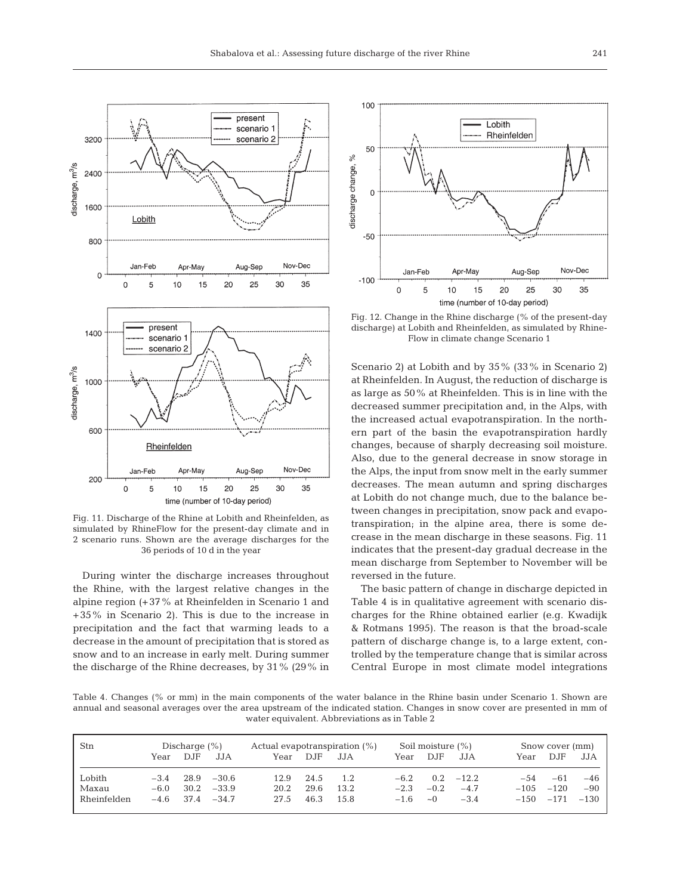Fig. 11. Discharge of the Rhine at Lobith and Rheinfelden, as simulated by RhineFlow for the present-day climate and in 2 scenario runs. Shown are the average discharges for the 36 periods of 10 d in the year

Fig. 12. Change in the Rhine discharge (% of the present-day discharge) at Lobith and Rheinfelden, as simulated by RhineFlow in climate change Scenario 1

During winter the discharge increases throughout the Rhine, with the largest relative changes in the alpine region (+37% at Rheinfelden in Scenario 1 and +35% in Scenario 2). This is due to the increase in precipitation and the fact that warming leads to a decrease in the amount of precipitation that is stored as snow and to an increase in early melt. During summer the discharge of the Rhine decreases, by 31% (29% in Scenario 2) at Lobith and by 35% (33% in Scenario 2) at Rheinfelden. In August, the reduction of discharge is as large as 50% at Rheinfelden. This is in line with the decreased summer precipitation and, in the Alps, with the increased actual evapotranspiration. In the northern part of the basin the evapotranspiration hardly changes, because of sharply decreasing soil moisture. Also, due to the general decrease in snow storage in the Alps, the input from snow melt in the early summer decreases. The mean autumn and spring discharges at Lobith do not change much, due to the balance between changes in precipitation, snow pack and evapotranspiration; in the alpine area, there is some decrease in the mean discharge in these seasons. Fig. 11 indicates that the present-day gradual decrease in the mean discharge from September to November will be reversed in the future.

The basic pattern of change in discharge depicted in Table 4 is in qualitative agreement with scenario discharges for the Rhine obtained earlier (e.g. Kwadijk & Rotmans 1995). The reason is that the broad-scale pattern of discharge change is, to a large extent, controlled by the temperature change that is similar across Central Europe in most climate model integrations

Table 4. Changes (% or mm) in the main components of the water balance in the Rhine basin under Scenario 1. Shown are annual and seasonal averages over the area upstream of the indicated station. Changes in snow cover are presented in mm of water equivalent. Abbreviations as in Table 2

| Stn | Discharge (%) | | | Actual evapotranspiration (%) | | | Soil moisture (%) | | | Snow cover (mm) | | |
|---|---|---|---|---|---|---|---|---|---|---|---|---|
| | Year | DJF | JJA | Year | DJF | JJA | Year | DJF | JJA | Year | DJF | JJA |
| Lobith | −3.4 | 28.9 | −30.6 | 12.9 | 24.5 | 1.2 | −6.2 | 0.2 | −12.2 | −54 | −61 | −46 |
| Maxau | −6.0 | 30.2 | −33.9 | 20.2 | 29.6 | 13.2 | −2.3 | −0.2 | −4.7 | −105 | −120 | −90 |
| Rheinfelden | −4.6 | 37.4 | −34.7 | 27.5 | 46.3 | 15.8 | −1.6 | ~0 | −3.4 | −150 | −171 | −130 |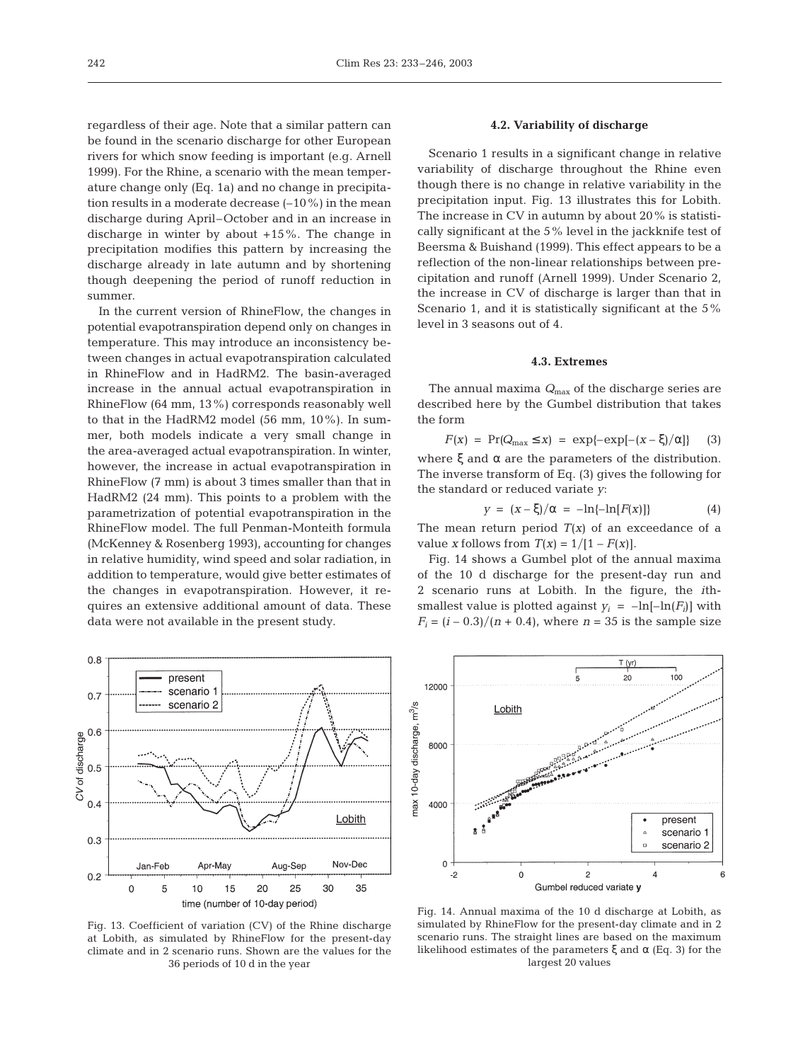regardless of their age. Note that a similar pattern can be found in the scenario discharge for other European rivers for which snow feeding is important (e.g. Arnell 1999). For the Rhine, a scenario with the mean temperature change only (Eq. 1a) and no change in precipitation results in a moderate decrease (–10%) in the mean discharge during April–October and in an increase in discharge in winter by about +15%. The change in precipitation modifies this pattern by increasing the discharge already in late autumn and by shortening though deepening the period of runoff reduction in summer.

In the current version of RhineFlow, the changes in potential evapotranspiration depend only on changes in temperature. This may introduce an inconsistency between changes in actual evapotranspiration calculated in RhineFlow and in HadRM2. The basin-averaged increase in the annual actual evapotranspiration in RhineFlow (64 mm, 13%) corresponds reasonably well to that in the HadRM2 model (56 mm, 10%). In summer, both models indicate a very small change in the area-averaged actual evapotranspiration. In winter, however, the increase in actual evapotranspiration in RhineFlow (7 mm) is about 3 times smaller than that in HadRM2 (24 mm). This points to a problem with the parametrization of potential evapotranspiration in the RhineFlow model. The full Penman-Monteith formula (McKenney & Rosenberg 1993), accounting for changes in relative humidity, wind speed and solar radiation, in addition to temperature, would give better estimates of the changes in evapotranspiration. However, it requires an extensive additional amount of data. These data were not available in the present study.

Fig. 13. Coefficient of variation (CV) of the Rhine discharge at Lobith, as simulated by RhineFlow for the present-day climate and in 2 scenario runs. Shown are the values for the 36 periods of 10 d in the year

### 4.2. Variability of discharge

Scenario 1 results in a significant change in relative variability of discharge throughout the Rhine even though there is no change in relative variability in the precipitation input. Fig. 13 illustrates this for Lobith. The increase in CV in autumn by about 20% is statistically significant at the 5% level in the jackknife test of Beersma & Buishand (1999). This effect appears to be a reflection of the non-linear relationships between precipitation and runoff (Arnell 1999). Under Scenario 2, the increase in CV of discharge is larger than that in Scenario 1, and it is statistically significant at the 5% level in 3 seasons out of 4.

### 4.3. Extremes

The annual maxima $Q_{max}$ of the discharge series are described here by the Gumbel distribution that takes the form

$$F(x) = \Pr(Q_{max} \leq x) = \exp\{-\exp[-(x - \xi)/\alpha]\} \quad (3)$$

where $\xi$ and $\alpha$ are the parameters of the distribution. The inverse transform of Eq. (3) gives the following for the standard or reduced variate $y$:

$$y = (x - \xi)/\alpha = -\ln\{-\ln[F(x)]\} \quad (4)$$

The mean return period $T(x)$ of an exceedance of a value $x$ follows from $T(x) = 1/[1 - F(x)]$.

Fig. 14 shows a Gumbel plot of the annual maxima of the 10 d discharge for the present-day run and 2 scenario runs at Lobith. In the figure, the $i$th-smallest value is plotted against $y_i = -\ln[-\ln(F_i)]$ with $F_i = (i - 0.3)/(n + 0.4)$, where $n = 35$ is the sample size

Fig. 14. Annual maxima of the 10 d discharge at Lobith, as simulated by RhineFlow for the present-day climate and in 2 scenario runs. The straight lines are based on the maximum likelihood estimates of the parameters $\xi$ and $\alpha$ (Eq. 3) for the largest 20 values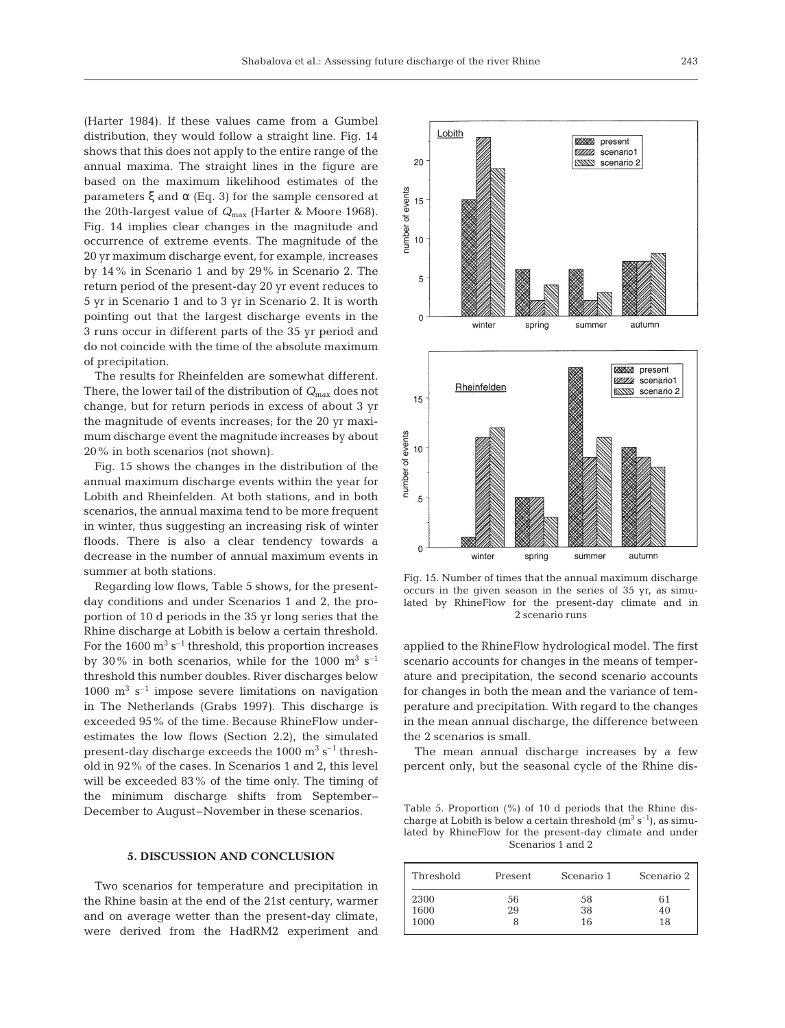(Harter 1984). If these values came from a Gumbel distribution, they would follow a straight line. Fig. 14 shows that this does not apply to the entire range of the annual maxima. The straight lines in the figure are based on the maximum likelihood estimates of the parameters ξ and α (Eq. 3) for the sample censored at the 20th-largest value of $Q_{max}$ (Harter & Moore 1968). Fig. 14 implies clear changes in the magnitude and occurrence of extreme events. The magnitude of the 20 yr maximum discharge event, for example, increases by 14% in Scenario 1 and by 29% in Scenario 2. The return period of the present-day 20 yr event reduces to 5 yr in Scenario 1 and to 3 yr in Scenario 2. It is worth pointing out that the largest discharge events in the 3 runs occur in different parts of the 35 yr period and do not coincide with the time of the absolute maximum of precipitation.

The results for Rheinfelden are somewhat different. There, the lower tail of the distribution of $Q_{max}$ does not change, but for return periods in excess of about 3 yr the magnitude of events increases; for the 20 yr maximum discharge event the magnitude increases by about 20% in both scenarios (not shown).

Fig. 15 shows the changes in the distribution of the annual maximum discharge events within the year for Lobith and Rheinfelden. At both stations, and in both scenarios, the annual maxima tend to be more frequent in winter, thus suggesting an increasing risk of winter floods. There is also a clear tendency towards a decrease in the number of annual maximum events in summer at both stations.

Regarding low flows, Table 5 shows, for the present-day conditions and under Scenarios 1 and 2, the proportion of 10 d periods in the 35 yr long series that the Rhine discharge at Lobith is below a certain threshold. For the 1600 $m^3 s^{-1}$ threshold, this proportion increases by 30% in both scenarios, while for the 1000 $m^3 s^{-1}$ threshold this number doubles. River discharges below 1000 $m^3 s^{-1}$ impose severe limitations on navigation in The Netherlands (Grabs 1997). This discharge is exceeded 95% of the time. Because RhineFlow underestimates the low flows (Section 2.2), the simulated present-day discharge exceeds the 1000 $m^3 s^{-1}$ threshold in 92% of the cases. In Scenarios 1 and 2, this level will be exceeded 83% of the time only. The timing of the minimum discharge shifts from September–December to August–November in these scenarios.

Fig. 15. Number of times that the annual maximum discharge occurs in the given season in the series of 35 yr, as simulated by RhineFlow for the present-day climate and in 2 scenario runs

## 5. DISCUSSION AND CONCLUSION

Two scenarios for temperature and precipitation in the Rhine basin at the end of the 21st century, warmer and on average wetter than the present-day climate, were derived from the HadRM2 experiment and applied to the RhineFlow hydrological model. The first scenario accounts for changes in the means of temperature and precipitation, the second scenario accounts for changes in both the mean and the variance of temperature and precipitation. With regard to the changes in the mean annual discharge, the difference between the 2 scenarios is small.

The mean annual discharge increases by a few percent only, but the seasonal cycle of the Rhine dis-

Table 5. Proportion (%) of 10 d periods that the Rhine discharge at Lobith is below a certain threshold ($m^3 s^{-1}$), as simulated by RhineFlow for the present-day climate and under Scenarios 1 and 2

| Threshold | Present | Scenario 1 | Scenario 2 |
|---|---|---|---|
| 2300 | 56 | 58 | 61 |
| 1600 | 29 | 38 | 40 |
| 1000 | 8 | 16 | 18 |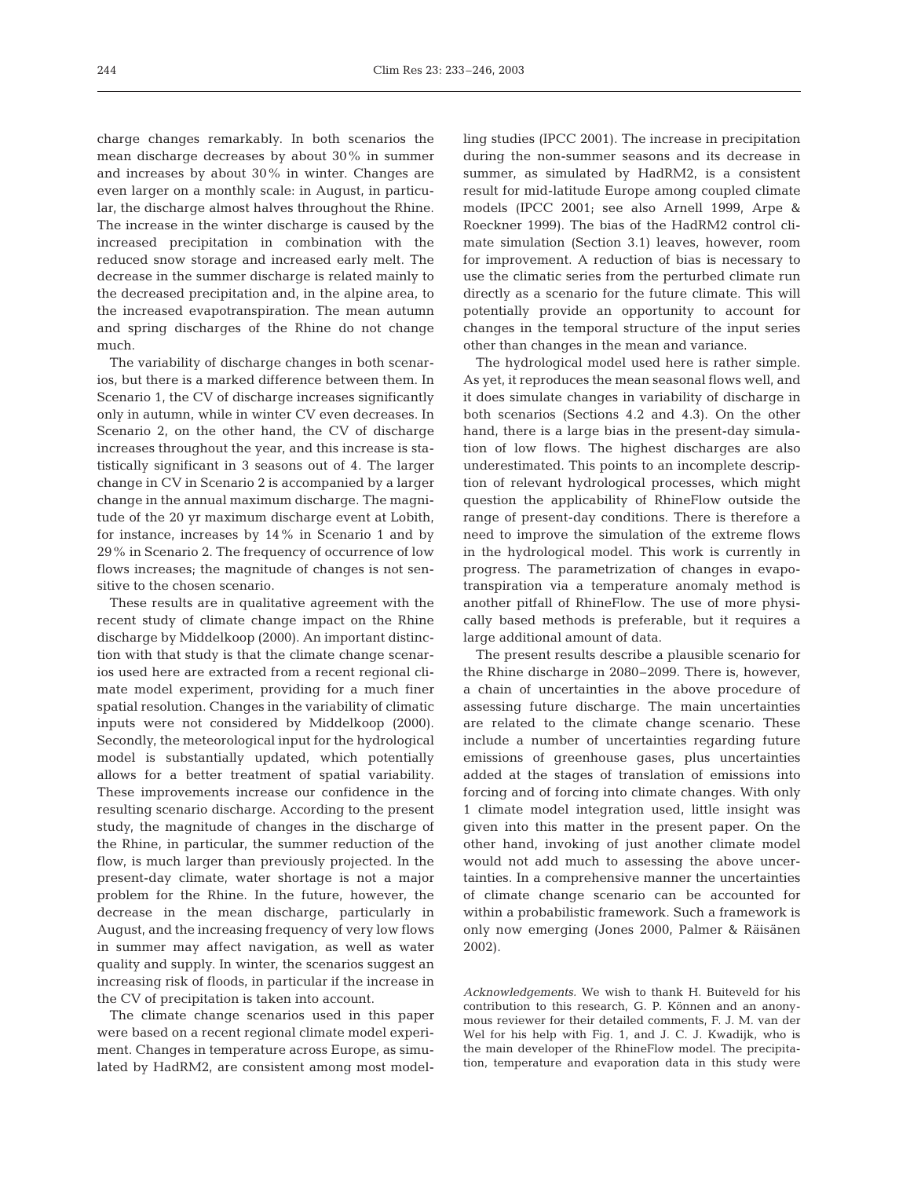charge changes remarkably. In both scenarios the mean discharge decreases by about 30% in summer and increases by about 30% in winter. Changes are even larger on a monthly scale: in August, in particular, the discharge almost halves throughout the Rhine. The increase in the winter discharge is caused by the increased precipitation in combination with the reduced snow storage and increased early melt. The decrease in the summer discharge is related mainly to the decreased precipitation and, in the alpine area, to the increased evapotranspiration. The mean autumn and spring discharges of the Rhine do not change much.

The variability of discharge changes in both scenarios, but there is a marked difference between them. In Scenario 1, the CV of discharge increases significantly only in autumn, while in winter CV even decreases. In Scenario 2, on the other hand, the CV of discharge increases throughout the year, and this increase is statistically significant in 3 seasons out of 4. The larger change in CV in Scenario 2 is accompanied by a larger change in the annual maximum discharge. The magnitude of the 20 yr maximum discharge event at Lobith, for instance, increases by 14% in Scenario 1 and by 29% in Scenario 2. The frequency of occurrence of low flows increases; the magnitude of changes is not sensitive to the chosen scenario.

These results are in qualitative agreement with the recent study of climate change impact on the Rhine discharge by Middelkoop (2000). An important distinction with that study is that the climate change scenarios used here are extracted from a recent regional climate model experiment, providing for a much finer spatial resolution. Changes in the variability of climatic inputs were not considered by Middelkoop (2000). Secondly, the meteorological input for the hydrological model is substantially updated, which potentially allows for a better treatment of spatial variability. These improvements increase our confidence in the resulting scenario discharge. According to the present study, the magnitude of changes in the discharge of the Rhine, in particular, the summer reduction of the flow, is much larger than previously projected. In the present-day climate, water shortage is not a major problem for the Rhine. In the future, however, the decrease in the mean discharge, particularly in August, and the increasing frequency of very low flows in summer may affect navigation, as well as water quality and supply. In winter, the scenarios suggest an increasing risk of floods, in particular if the increase in the CV of precipitation is taken into account.

The climate change scenarios used in this paper were based on a recent regional climate model experiment. Changes in temperature across Europe, as simulated by HadRM2, are consistent among most modelling studies (IPCC 2001). The increase in precipitation during the non-summer seasons and its decrease in summer, as simulated by HadRM2, is a consistent result for mid-latitude Europe among coupled climate models (IPCC 2001; see also Arnell 1999, Arpe & Roeckner 1999). The bias of the HadRM2 control climate simulation (Section 3.1) leaves, however, room for improvement. A reduction of bias is necessary to use the climatic series from the perturbed climate run directly as a scenario for the future climate. This will potentially provide an opportunity to account for changes in the temporal structure of the input series other than changes in the mean and variance.

The hydrological model used here is rather simple. As yet, it reproduces the mean seasonal flows well, and it does simulate changes in variability of discharge in both scenarios (Sections 4.2 and 4.3). On the other hand, there is a large bias in the present-day simulation of low flows. The highest discharges are also underestimated. This points to an incomplete description of relevant hydrological processes, which might question the applicability of RhineFlow outside the range of present-day conditions. There is therefore a need to improve the simulation of the extreme flows in the hydrological model. This work is currently in progress. The parametrization of changes in evapotranspiration via a temperature anomaly method is another pitfall of RhineFlow. The use of more physically based methods is preferable, but it requires a large additional amount of data.

The present results describe a plausible scenario for the Rhine discharge in 2080–2099. There is, however, a chain of uncertainties in the above procedure of assessing future discharge. The main uncertainties are related to the climate change scenario. These include a number of uncertainties regarding future emissions of greenhouse gases, plus uncertainties added at the stages of translation of emissions into forcing and of forcing into climate changes. With only 1 climate model integration used, little insight was given into this matter in the present paper. On the other hand, invoking of just another climate model would not add much to assessing the above uncertainties. In a comprehensive manner the uncertainties of climate change scenario can be accounted for within a probabilistic framework. Such a framework is only now emerging (Jones 2000, Palmer & Räisänen 2002).

*Acknowledgements.* We wish to thank H. Buiteveld for his contribution to this research, G. P. Können and an anonymous reviewer for their detailed comments, F. J. M. van der Wel for his help with Fig. 1, and J. C. J. Kwadijk, who is the main developer of the RhineFlow model. The precipitation, temperature and evaporation data in this study were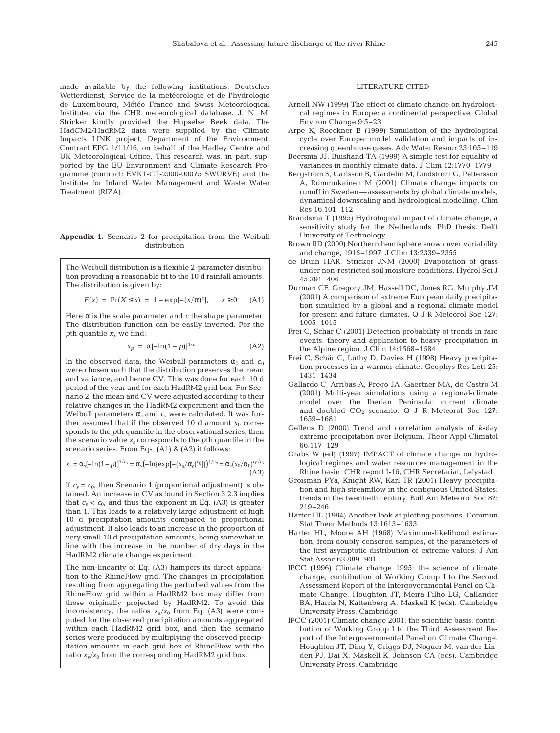made available by the following institutions: Deutscher Wetterdienst, Service de la météorologie et de l'hydrologie de Luxembourg, Météo France and Swiss Meteorological Institute, via the CHR meteorological database. J. N. M. Stricker kindly provided the Hupselse Beek data. The HadCM2/HadRM2 data were supplied by the Climate Impacts LINK project, Department of the Environment, Contract EPG 1/11/16, on behalf of the Hadley Centre and UK Meteorological Office. This research was, in part, supported by the EU Environment and Climate Research Programme (contract: EVK1-CT-2000-00075 SWURVE) and the Institute for Inland Water Management and Waste Water Treatment (RIZA).

**Appendix 1.** Scenario 2 for precipitation from the Weibull distribution

The Weibull distribution is a flexible 2-parameter distribution providing a reasonable fit to the 10 d rainfall amounts. The distribution is given by:

$$F(x) = \Pr(X \leq x) = 1 - \exp[-(x/\alpha)^c], \quad x \geq 0 \qquad \text{(A1)}$$

Here $\alpha$ is the scale parameter and $c$ the shape parameter. The distribution function can be easily inverted. For the $p$th quantile $x_p$ we find:

$$x_p = \alpha[-\ln(1-p)]^{1/c} \qquad \text{(A2)}$$

In the observed data, the Weibull parameters $\alpha_0$ and $c_0$ were chosen such that the distribution preserves the mean and variance, and hence CV. This was done for each 10 d period of the year and for each HadRM2 grid box. For Scenario 2, the mean and CV were adjusted according to their relative changes in the HadRM2 experiment and then the Weibull parameters $\alpha_s$ and $c_s$ were calculated. It was further assumed that if the observed 10 d amount $x_0$ corresponds to the $p$th quantile in the observational series, then the scenario value $x_s$ corresponds to the $p$th quantile in the scenario series. From Eqs. (A1) & (A2) it follows:

$$x_s = \alpha_s[-\ln(1-p)]^{1/c_s} = \alpha_s\left(-\ln\{\exp[-(x_0/\alpha_0)^{c_0}]\}\right)^{1/c_s} = \alpha_s(x_0/\alpha_0)^{c_0/c_s} \qquad \text{(A3)}$$

If $c_s = c_0$, then Scenario 1 (proportional adjustment) is obtained. An increase in CV as found in Section 3.2.3 implies that $c_s < c_0$, and thus the exponent in Eq. (A3) is greater than 1. This leads to a relatively large adjustment of high 10 d precipitation amounts compared to proportional adjustment. It also leads to an increase in the proportion of very small 10 d precipitation amounts, being somewhat in line with the increase in the number of dry days in the HadRM2 climate change experiment.

The non-linearity of Eq. (A3) hampers its direct application to the RhineFlow grid. The changes in precipitation resulting from aggregating the perturbed values from the RhineFlow grid within a HadRM2 box may differ from those originally projected by HadRM2. To avoid this inconsistency, the ratios $x_s/x_0$ from Eq. (A3) were computed for the observed precipitation amounts aggregated within each HadRM2 grid box, and then the scenario series were produced by multiplying the observed precipitation amounts in each grid box of RhineFlow with the ratio $x_s/x_0$ from the corresponding HadRM2 grid box.

## LITERATURE CITED

- Arnell NW (1999) The effect of climate change on hydrological regimes in Europe: a continental perspective. Global Environ Change 9:5–23
- Arpe K, Roeckner E (1999) Simulation of the hydrological cycle over Europe: model validation and impacts of increasing greenhouse gases. Adv Water Resour 23:105–119
- Beersma JJ, Buishand TA (1999) A simple test for equality of variances in monthly climate data. J Clim 12:1770–1779
- Bergström S, Carlsson B, Gardelin M, Lindström G, Pettersson A, Rummukainen M (2001) Climate change impacts on runoff in Sweden — assessments by global climate models, dynamical downscaling and hydrological modelling. Clim Res 16:101–112
- Brandsma T (1995) Hydrological impact of climate change, a sensitivity study for the Netherlands. PhD thesis, Delft University of Technology
- Brown RD (2000) Northern hemisphere snow cover variability and change, 1915–1997. J Clim 13:2339–2355
- de Bruin HAR, Stricker JNM (2000) Evaporation of grass under non-restricted soil moisture conditions. Hydrol Sci J 45:391–406
- Durman CF, Gregory JM, Hassell DC, Jones RG, Murphy JM (2001) A comparison of extreme European daily precipitation simulated by a global and a regional climate model for present and future climates. Q J R Meteorol Soc 127: 1005–1015
- Frei C, Schär C (2001) Detection probability of trends in rare events: theory and application to heavy precipitation in the Alpine region. J Clim 14:1568–1584
- Frei C, Schär C, Luthy D, Davies H (1998) Heavy precipitation processes in a warmer climate. Geophys Res Lett 25: 1431–1434
- Gallardo C, Arribas A, Prego JA, Gaertner MA, de Castro M (2001) Multi-year simulations using a regional-climate model over the Iberian Peninsula: current climate and doubled $CO_2$ scenario. Q J R Meteorol Soc 127: 1659–1681
- Gellens D (2000) Trend and correlation analysis of *k*-day extreme precipitation over Belgium. Theor Appl Climatol 66:117–129
- Grabs W (ed) (1997) IMPACT of climate change on hydrological regimes and water resources management in the Rhine basin. CHR report I-16, CHR Secretariat, Lelystad
- Groisman PYa, Knight RW, Karl TR (2001) Heavy precipitation and high streamflow in the contiguous United States: trends in the twentieth century. Bull Am Meteorol Soc 82: 219–246
- Harter HL (1984) Another look at plotting positions. Commun Stat Theor Methods 13:1613–1633
- Harter HL, Moore AH (1968) Maximum-likelihood estimation, from doubly censored samples, of the parameters of the first asymptotic distribution of extreme values. J Am Stat Assoc 63:889–901
- IPCC (1996) Climate change 1995: the science of climate change, contribution of Working Group I to the Second Assessment Report of the Intergovernmental Panel on Climate Change. Houghton JT, Meira Filho LG, Callander BA, Harris N, Kattenberg A, Maskell K (eds). Cambridge University Press, Cambridge
- IPCC (2001) Climate change 2001: the scientific basis: contribution of Working Group I to the Third Assessment Report of the Intergovernmental Panel on Climate Change. Houghton JT, Ding Y, Griggs DJ, Noguer M, van der Linden PJ, Dai X, Maskell K, Johnson CA (eds). Cambridge University Press, Cambridge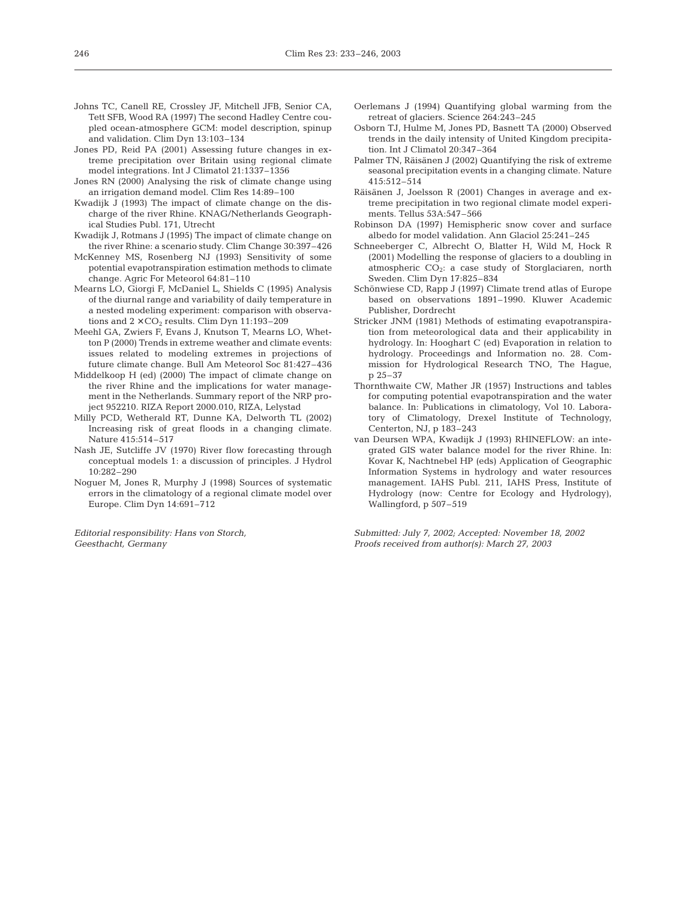Johns TC, Canell RE, Crossley JF, Mitchell JFB, Senior CA, Tett SFB, Wood RA (1997) The second Hadley Centre coupled ocean-atmosphere GCM: model description, spinup and validation. Clim Dyn 13:103–134

Jones PD, Reid PA (2001) Assessing future changes in extreme precipitation over Britain using regional climate model integrations. Int J Climatol 21:1337–1356

Jones RN (2000) Analysing the risk of climate change using an irrigation demand model. Clim Res 14:89–100

Kwadijk J (1993) The impact of climate change on the discharge of the river Rhine. KNAG/Netherlands Geographical Studies Publ. 171, Utrecht

Kwadijk J, Rotmans J (1995) The impact of climate change on the river Rhine: a scenario study. Clim Change 30:397–426

McKenney MS, Rosenberg NJ (1993) Sensitivity of some potential evapotranspiration estimation methods to climate change. Agric For Meteorol 64:81–110

Mearns LO, Giorgi F, McDaniel L, Shields C (1995) Analysis of the diurnal range and variability of daily temperature in a nested modeling experiment: comparison with observations and $2 \times CO_2$ results. Clim Dyn 11:193–209

Meehl GA, Zwiers F, Evans J, Knutson T, Mearns LO, Whetton P (2000) Trends in extreme weather and climate events: issues related to modeling extremes in projections of future climate change. Bull Am Meteorol Soc 81:427–436

Middelkoop H (ed) (2000) The impact of climate change on the river Rhine and the implications for water management in the Netherlands. Summary report of the NRP project 952210. RIZA Report 2000.010, RIZA, Lelystad

Milly PCD, Wetherald RT, Dunne KA, Delworth TL (2002) Increasing risk of great floods in a changing climate. Nature 415:514–517

Nash JE, Sutcliffe JV (1970) River flow forecasting through conceptual models 1: a discussion of principles. J Hydrol 10:282–290

Noguer M, Jones R, Murphy J (1998) Sources of systematic errors in the climatology of a regional climate model over Europe. Clim Dyn 14:691–712

Oerlemans J (1994) Quantifying global warming from the retreat of glaciers. Science 264:243–245

Osborn TJ, Hulme M, Jones PD, Basnett TA (2000) Observed trends in the daily intensity of United Kingdom precipitation. Int J Climatol 20:347–364

Palmer TN, Räisänen J (2002) Quantifying the risk of extreme seasonal precipitation events in a changing climate. Nature 415:512–514

Räisänen J, Joelsson R (2001) Changes in average and extreme precipitation in two regional climate model experiments. Tellus 53A:547–566

Robinson DA (1997) Hemispheric snow cover and surface albedo for model validation. Ann Glaciol 25:241–245

Schneeberger C, Albrecht O, Blatter H, Wild M, Hock R (2001) Modelling the response of glaciers to a doubling in atmospheric $CO_2$: a case study of Storglaciaren, north Sweden. Clim Dyn 17:825–834

Schönwiese CD, Rapp J (1997) Climate trend atlas of Europe based on observations 1891–1990. Kluwer Academic Publisher, Dordrecht

Stricker JNM (1981) Methods of estimating evapotranspiration from meteorological data and their applicability in hydrology. In: Hooghart C (ed) Evaporation in relation to hydrology. Proceedings and Information no. 28. Commission for Hydrological Research TNO, The Hague, p 25–37

Thornthwaite CW, Mather JR (1957) Instructions and tables for computing potential evapotranspiration and the water balance. In: Publications in climatology, Vol 10. Laboratory of Climatology, Drexel Institute of Technology, Centerton, NJ, p 183–243

van Deursen WPA, Kwadijk J (1993) RHINEFLOW: an integrated GIS water balance model for the river Rhine. In: Kovar K, Nachtnebel HP (eds) Application of Geographic Information Systems in hydrology and water resources management. IAHS Publ. 211, IAHS Press, Institute of Hydrology (now: Centre for Ecology and Hydrology), Wallingford, p 507–519

*Editorial responsibility: Hans von Storch, Geesthacht, Germany*

*Submitted: July 7, 2002; Accepted: November 18, 2002*
*Proofs received from author(s): March 27, 2003*